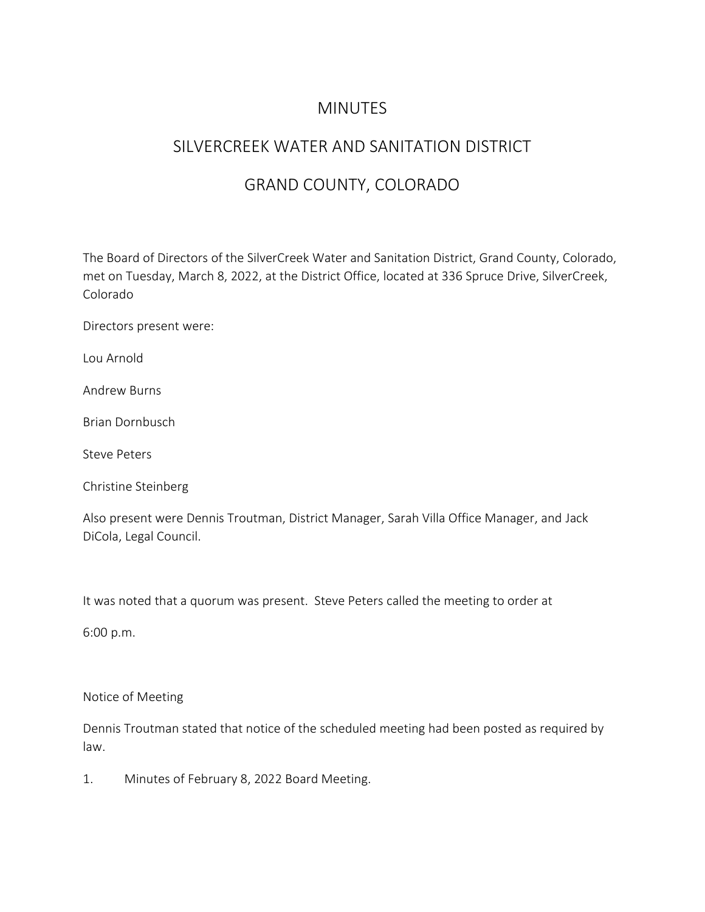# MINUTES

# SILVERCREEK WATER AND SANITATION DISTRICT

# GRAND COUNTY, COLORADO

The Board of Directors of the SilverCreek Water and Sanitation District, Grand County, Colorado, met on Tuesday, March 8, 2022, at the District Office, located at 336 Spruce Drive, SilverCreek, Colorado

Directors present were:

Lou Arnold

Andrew Burns

Brian Dornbusch

Steve Peters

Christine Steinberg

Also present were Dennis Troutman, District Manager, Sarah Villa Office Manager, and Jack DiCola, Legal Council.

It was noted that a quorum was present. Steve Peters called the meeting to order at

6:00 p.m.

Notice of Meeting

Dennis Troutman stated that notice of the scheduled meeting had been posted as required by law.

1. Minutes of February 8, 2022 Board Meeting.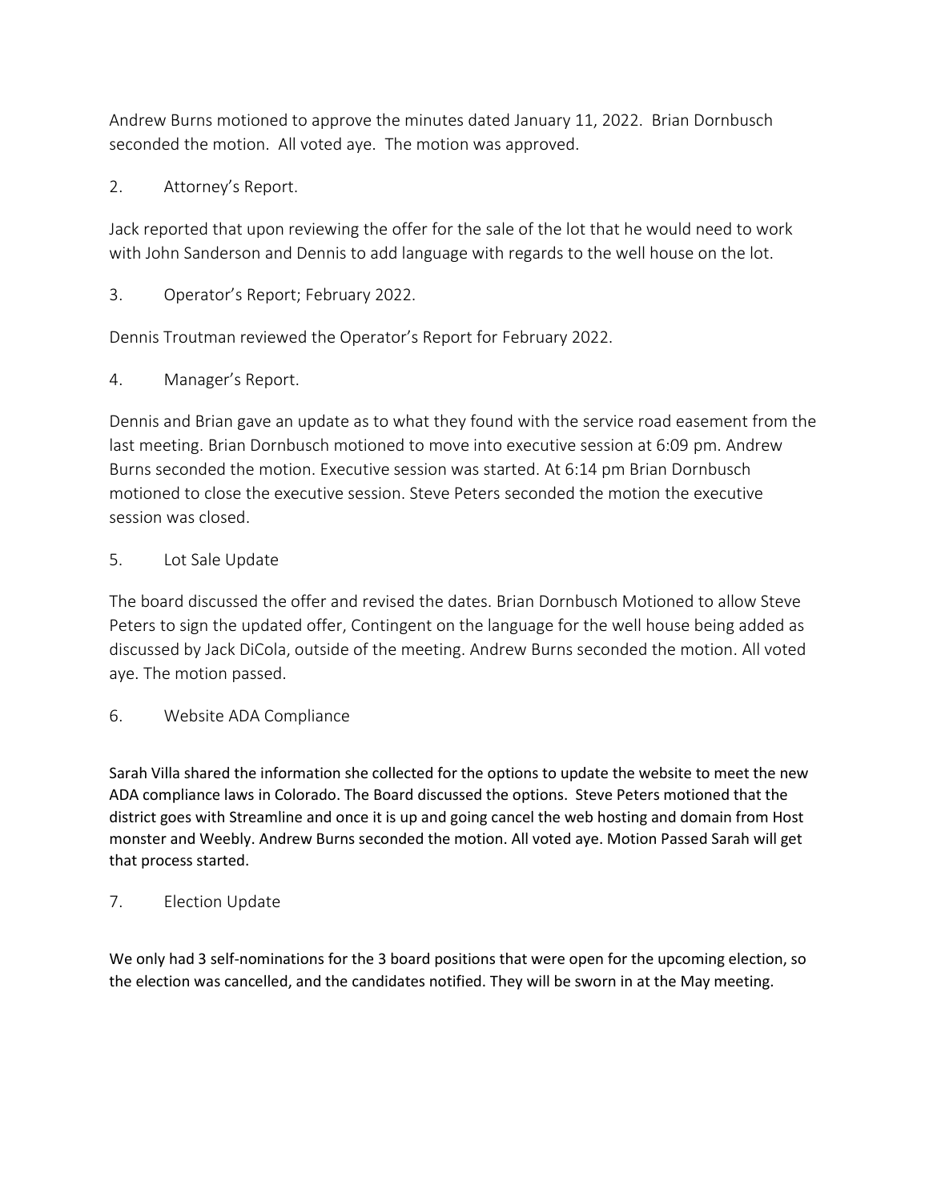Andrew Burns motioned to approve the minutes dated January 11, 2022. Brian Dornbusch seconded the motion. All voted aye. The motion was approved.

2. Attorney's Report.

Jack reported that upon reviewing the offer for the sale of the lot that he would need to work with John Sanderson and Dennis to add language with regards to the well house on the lot.

3. Operator's Report; February 2022.

Dennis Troutman reviewed the Operator's Report for February 2022.

4. Manager's Report.

Dennis and Brian gave an update as to what they found with the service road easement from the last meeting. Brian Dornbusch motioned to move into executive session at 6:09 pm. Andrew Burns seconded the motion. Executive session was started. At 6:14 pm Brian Dornbusch motioned to close the executive session. Steve Peters seconded the motion the executive session was closed.

5. Lot Sale Update

The board discussed the offer and revised the dates. Brian Dornbusch Motioned to allow Steve Peters to sign the updated offer, Contingent on the language for the well house being added as discussed by Jack DiCola, outside of the meeting. Andrew Burns seconded the motion. All voted aye. The motion passed.

6. Website ADA Compliance

Sarah Villa shared the information she collected for the options to update the website to meet the new ADA compliance laws in Colorado. The Board discussed the options. Steve Peters motioned that the district goes with Streamline and once it is up and going cancel the web hosting and domain from Host monster and Weebly. Andrew Burns seconded the motion. All voted aye. Motion Passed Sarah will get that process started.

7. Election Update

We only had 3 self-nominations for the 3 board positions that were open for the upcoming election, so the election was cancelled, and the candidates notified. They will be sworn in at the May meeting.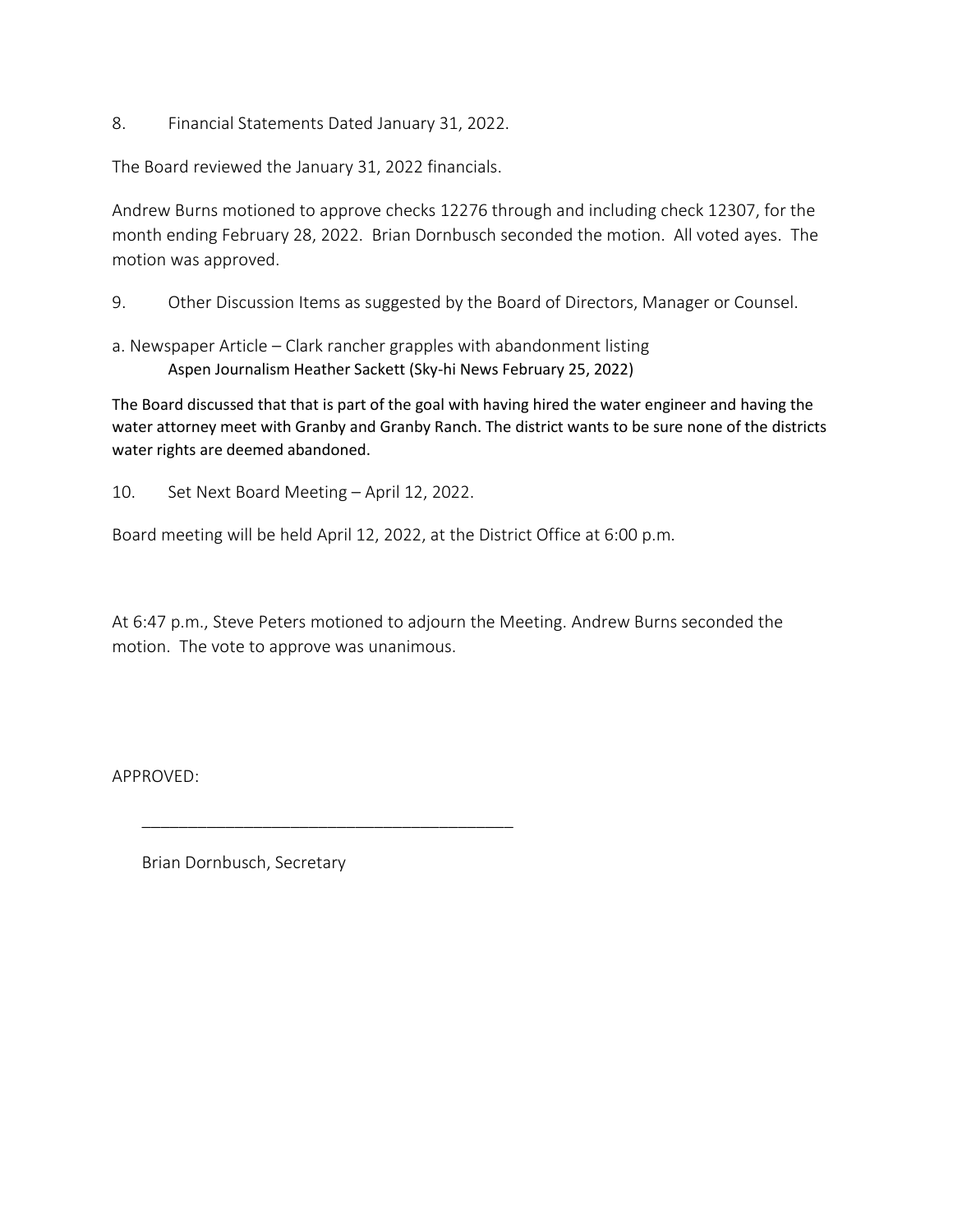8. Financial Statements Dated January 31, 2022.

The Board reviewed the January 31, 2022 financials.

Andrew Burns motioned to approve checks 12276 through and including check 12307, for the month ending February 28, 2022. Brian Dornbusch seconded the motion. All voted ayes. The motion was approved.

9. Other Discussion Items as suggested by the Board of Directors, Manager or Counsel.

a. Newspaper Article – Clark rancher grapples with abandonment listing
   Aspen Journalism Heather Sackett (Sky-hi News February 25, 2022)

The Board discussed that that is part of the goal with having hired the water engineer and having the water attorney meet with Granby and Granby Ranch. The district wants to be sure none of the districts water rights are deemed abandoned.

10. Set Next Board Meeting – April 12, 2022.

Board meeting will be held April 12, 2022, at the District Office at 6:00 p.m.

At 6:47 p.m., Steve Peters motioned to adjourn the Meeting. Andrew Burns seconded the motion. The vote to approve was unanimous.

APPROVED:

\_\_\_\_\_\_\_\_\_\_\_\_\_\_\_\_\_\_\_\_\_\_\_\_\_\_\_\_\_\_\_\_\_\_\_\_\_\_\_\_

Brian Dornbusch, Secretary